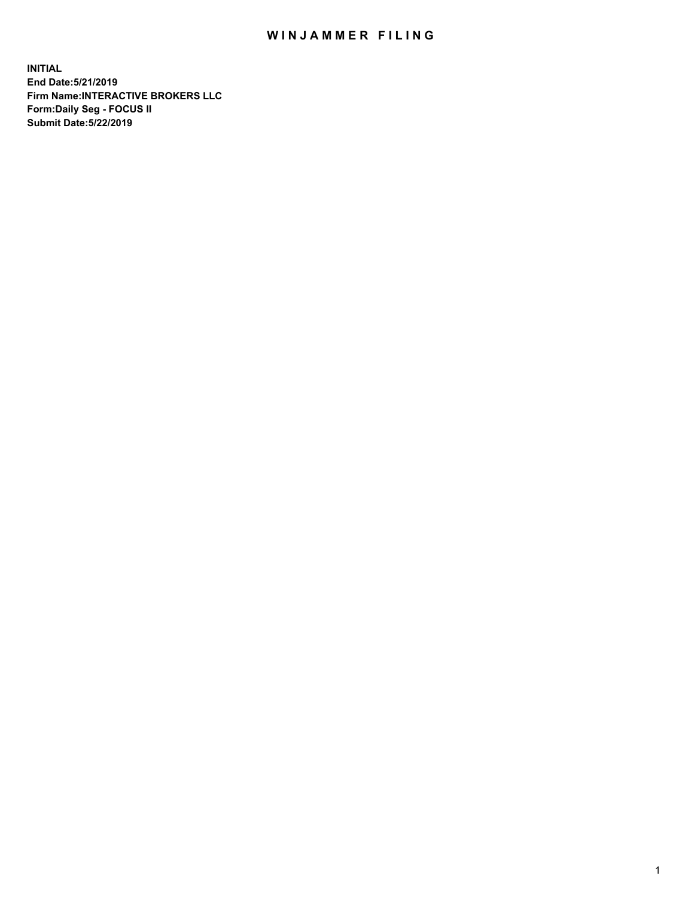# WINJAMMER FILING

**INITIAL**
**End Date:5/21/2019**
**Firm Name:INTERACTIVE BROKERS LLC**
**Form:Daily Seg - FOCUS II**
**Submit Date:5/22/2019**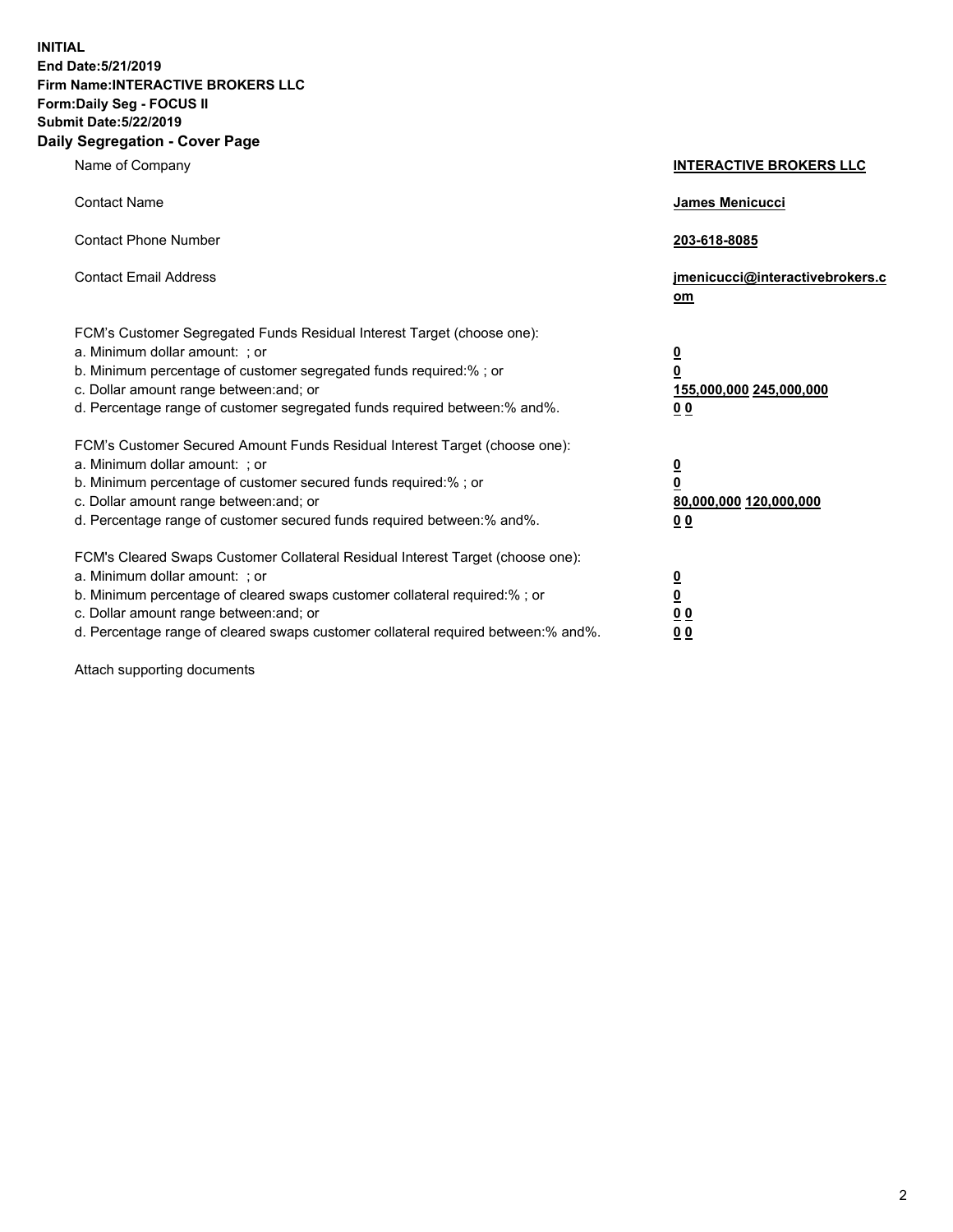**INITIAL**
**End Date:5/21/2019**
**Firm Name:INTERACTIVE BROKERS LLC**
**Form:Daily Seg - FOCUS II**
**Submit Date:5/22/2019**

## Daily Segregation - Cover Page

| | |
|---|---|
| Name of Company | **INTERACTIVE BROKERS LLC** |
| Contact Name | **James Menicucci** |
| Contact Phone Number | **203-618-8085** |
| Contact Email Address | **jmenicucci@interactivebrokers.com** |

FCM's Customer Segregated Funds Residual Interest Target (choose one):

| | |
|---|---|
| a. Minimum dollar amount: ; or | **0** |
| b. Minimum percentage of customer segregated funds required:% ; or | **0** |
| c. Dollar amount range between:and; or | **155,000,000 245,000,000** |
| d. Percentage range of customer segregated funds required between:% and%. | **0 0** |

FCM's Customer Secured Amount Funds Residual Interest Target (choose one):

| | |
|---|---|
| a. Minimum dollar amount: ; or | **0** |
| b. Minimum percentage of customer secured funds required:% ; or | **0** |
| c. Dollar amount range between:and; or | **80,000,000 120,000,000** |
| d. Percentage range of customer secured funds required between:% and%. | **0 0** |

FCM's Cleared Swaps Customer Collateral Residual Interest Target (choose one):

| | |
|---|---|
| a. Minimum dollar amount: ; or | **0** |
| b. Minimum percentage of cleared swaps customer collateral required:% ; or | **0** |
| c. Dollar amount range between:and; or | **0 0** |
| d. Percentage range of cleared swaps customer collateral required between:% and%. | **0 0** |

Attach supporting documents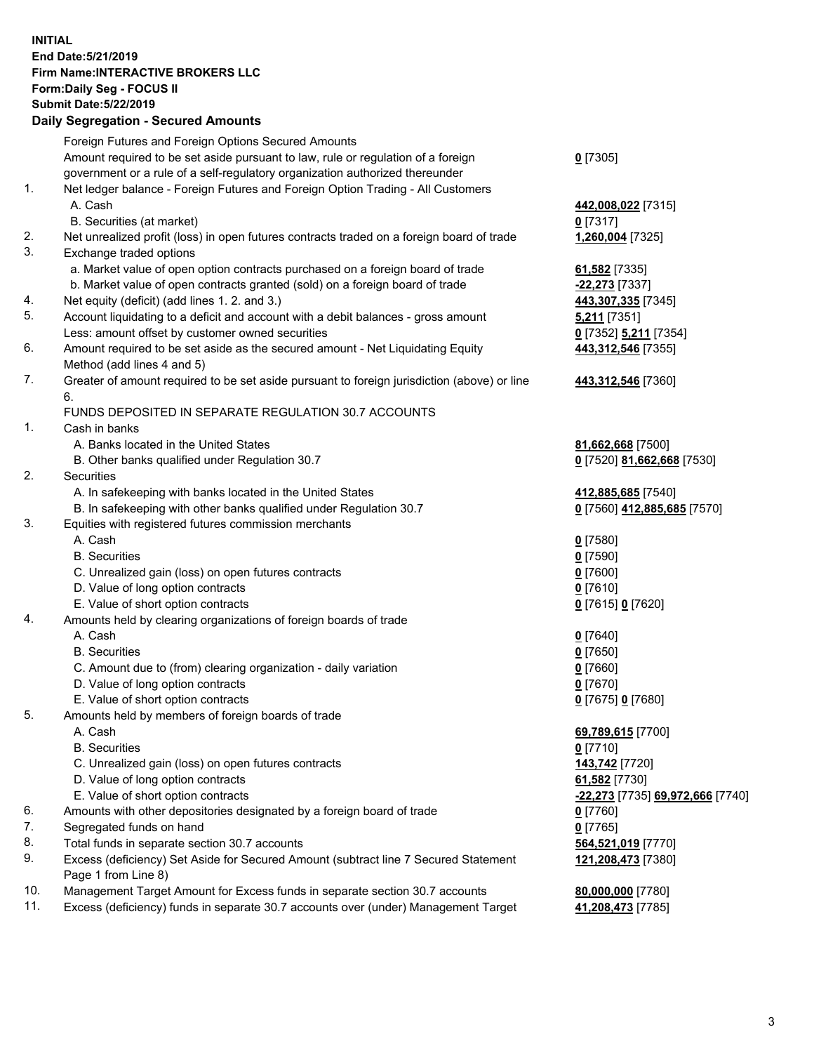**INITIAL**
**End Date:5/21/2019**
**Firm Name:INTERACTIVE BROKERS LLC**
**Form:Daily Seg - FOCUS II**
**Submit Date:5/22/2019**

## Daily Segregation - Secured Amounts

| | | |
|---|---|---|
| | Foreign Futures and Foreign Options Secured Amounts | |
| | Amount required to be set aside pursuant to law, rule or regulation of a foreign government or a rule of a self-regulatory organization authorized thereunder | **0** [7305] |
| 1. | Net ledger balance - Foreign Futures and Foreign Option Trading - All Customers | |
| | A. Cash | **442,008,022** [7315] |
| | B. Securities (at market) | **0** [7317] |
| 2. | Net unrealized profit (loss) in open futures contracts traded on a foreign board of trade | **1,260,004** [7325] |
| 3. | Exchange traded options | |
| | a. Market value of open option contracts purchased on a foreign board of trade | **61,582** [7335] |
| | b. Market value of open contracts granted (sold) on a foreign board of trade | **-22,273** [7337] |
| 4. | Net equity (deficit) (add lines 1. 2. and 3.) | **443,307,335** [7345] |
| 5. | Account liquidating to a deficit and account with a debit balances - gross amount | **5,211** [7351] |
| | Less: amount offset by customer owned securities | **0** [7352] **5,211** [7354] |
| 6. | Amount required to be set aside as the secured amount - Net Liquidating Equity Method (add lines 4 and 5) | **443,312,546** [7355] |
| 7. | Greater of amount required to be set aside pursuant to foreign jurisdiction (above) or line 6. | **443,312,546** [7360] |
| | FUNDS DEPOSITED IN SEPARATE REGULATION 30.7 ACCOUNTS | |
| 1. | Cash in banks | |
| | A. Banks located in the United States | **81,662,668** [7500] |
| | B. Other banks qualified under Regulation 30.7 | **0** [7520] **81,662,668** [7530] |
| 2. | Securities | |
| | A. In safekeeping with banks located in the United States | **412,885,685** [7540] |
| | B. In safekeeping with other banks qualified under Regulation 30.7 | **0** [7560] **412,885,685** [7570] |
| 3. | Equities with registered futures commission merchants | |
| | A. Cash | **0** [7580] |
| | B. Securities | **0** [7590] |
| | C. Unrealized gain (loss) on open futures contracts | **0** [7600] |
| | D. Value of long option contracts | **0** [7610] |
| | E. Value of short option contracts | **0** [7615] **0** [7620] |
| 4. | Amounts held by clearing organizations of foreign boards of trade | |
| | A. Cash | **0** [7640] |
| | B. Securities | **0** [7650] |
| | C. Amount due to (from) clearing organization - daily variation | **0** [7660] |
| | D. Value of long option contracts | **0** [7670] |
| | E. Value of short option contracts | **0** [7675] **0** [7680] |
| 5. | Amounts held by members of foreign boards of trade | |
| | A. Cash | **69,789,615** [7700] |
| | B. Securities | **0** [7710] |
| | C. Unrealized gain (loss) on open futures contracts | **143,742** [7720] |
| | D. Value of long option contracts | **61,582** [7730] |
| | E. Value of short option contracts | **-22,273** [7735] **69,972,666** [7740] |
| 6. | Amounts with other depositories designated by a foreign board of trade | **0** [7760] |
| 7. | Segregated funds on hand | **0** [7765] |
| 8. | Total funds in separate section 30.7 accounts | **564,521,019** [7770] |
| 9. | Excess (deficiency) Set Aside for Secured Amount (subtract line 7 Secured Statement Page 1 from Line 8) | **121,208,473** [7380] |
| 10. | Management Target Amount for Excess funds in separate section 30.7 accounts | **80,000,000** [7780] |
| 11. | Excess (deficiency) funds in separate 30.7 accounts over (under) Management Target | **41,208,473** [7785] |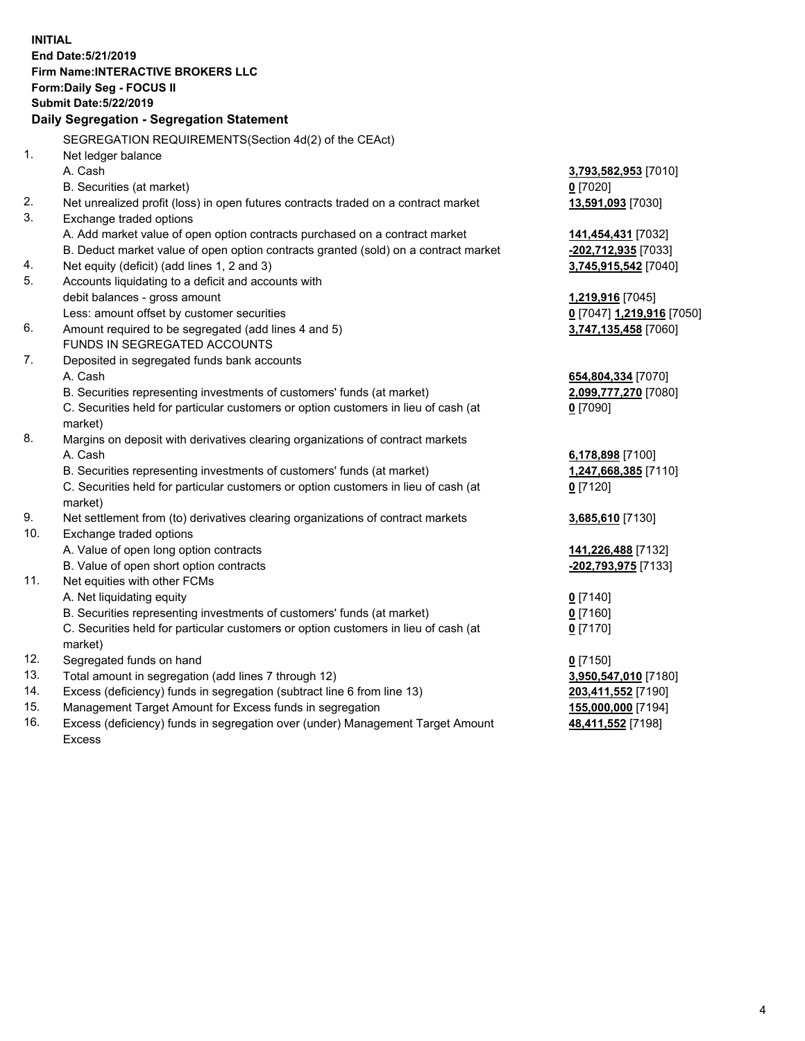**INITIAL**
**End Date:5/21/2019**
**Firm Name:INTERACTIVE BROKERS LLC**
**Form:Daily Seg - FOCUS II**
**Submit Date:5/22/2019**

**Daily Segregation - Segregation Statement**

SEGREGATION REQUIREMENTS(Section 4d(2) of the CEAct)

| | | |
|---|---|---|
| 1. | Net ledger balance | |
| | A. Cash | **3,793,582,953** [7010] |
| | B. Securities (at market) | **0** [7020] |
| 2. | Net unrealized profit (loss) in open futures contracts traded on a contract market | **13,591,093** [7030] |
| 3. | Exchange traded options | |
| | A. Add market value of open option contracts purchased on a contract market | **141,454,431** [7032] |
| | B. Deduct market value of open option contracts granted (sold) on a contract market | **-202,712,935** [7033] |
| 4. | Net equity (deficit) (add lines 1, 2 and 3) | **3,745,915,542** [7040] |
| 5. | Accounts liquidating to a deficit and accounts with debit balances - gross amount | **1,219,916** [7045] |
| | Less: amount offset by customer securities | **0** [7047] **1,219,916** [7050] |
| 6. | Amount required to be segregated (add lines 4 and 5) | **3,747,135,458** [7060] |
| | FUNDS IN SEGREGATED ACCOUNTS | |
| 7. | Deposited in segregated funds bank accounts | |
| | A. Cash | **654,804,334** [7070] |
| | B. Securities representing investments of customers' funds (at market) | **2,099,777,270** [7080] |
| | C. Securities held for particular customers or option customers in lieu of cash (at market) | **0** [7090] |
| 8. | Margins on deposit with derivatives clearing organizations of contract markets | |
| | A. Cash | **6,178,898** [7100] |
| | B. Securities representing investments of customers' funds (at market) | **1,247,668,385** [7110] |
| | C. Securities held for particular customers or option customers in lieu of cash (at market) | **0** [7120] |
| 9. | Net settlement from (to) derivatives clearing organizations of contract markets | **3,685,610** [7130] |
| 10. | Exchange traded options | |
| | A. Value of open long option contracts | **141,226,488** [7132] |
| | B. Value of open short option contracts | **-202,793,975** [7133] |
| 11. | Net equities with other FCMs | |
| | A. Net liquidating equity | **0** [7140] |
| | B. Securities representing investments of customers' funds (at market) | **0** [7160] |
| | C. Securities held for particular customers or option customers in lieu of cash (at market) | **0** [7170] |
| 12. | Segregated funds on hand | **0** [7150] |
| 13. | Total amount in segregation (add lines 7 through 12) | **3,950,547,010** [7180] |
| 14. | Excess (deficiency) funds in segregation (subtract line 6 from line 13) | **203,411,552** [7190] |
| 15. | Management Target Amount for Excess funds in segregation | **155,000,000** [7194] |
| 16. | Excess (deficiency) funds in segregation over (under) Management Target Amount Excess | **48,411,552** [7198] |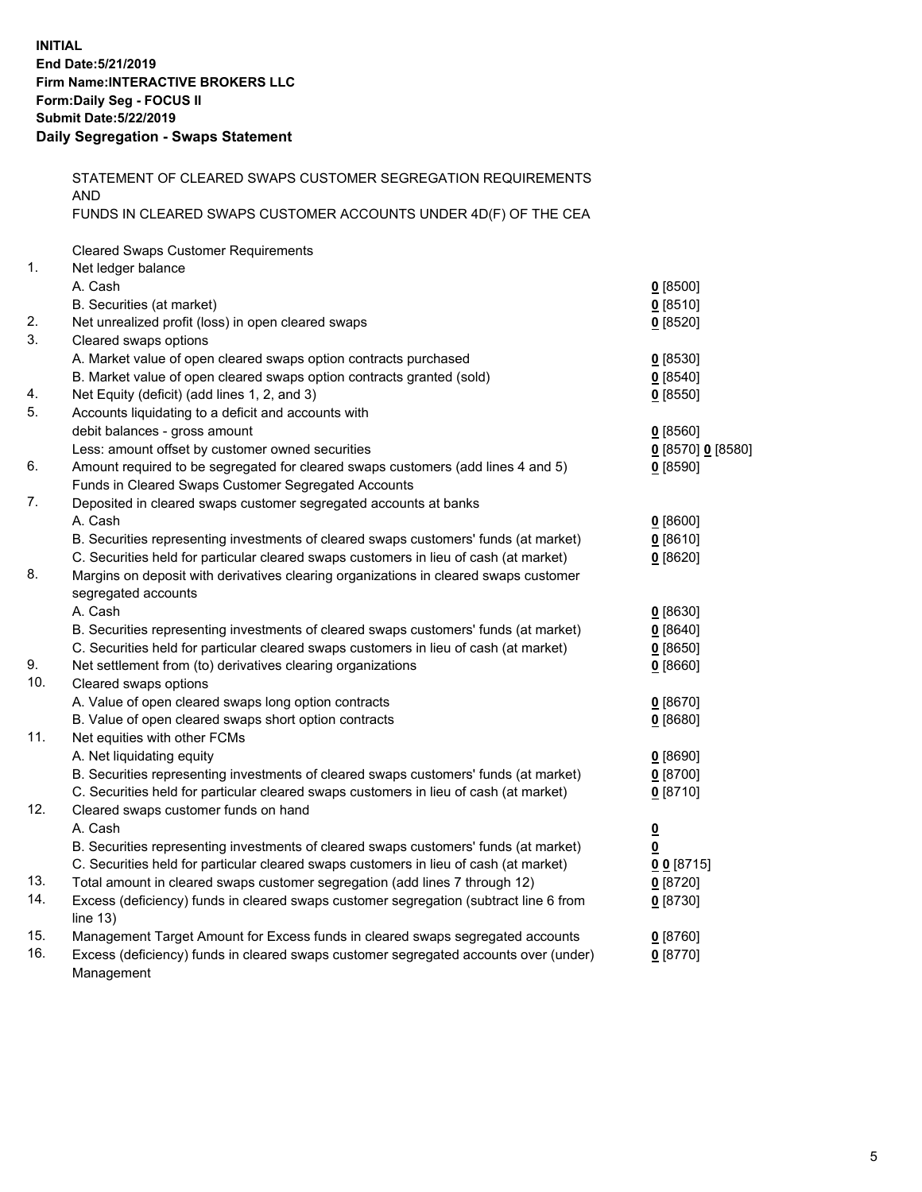**INITIAL**
**End Date:5/21/2019**
**Firm Name:INTERACTIVE BROKERS LLC**
**Form:Daily Seg - FOCUS II**
**Submit Date:5/22/2019**
**Daily Segregation - Swaps Statement**

STATEMENT OF CLEARED SWAPS CUSTOMER SEGREGATION REQUIREMENTS
AND
FUNDS IN CLEARED SWAPS CUSTOMER ACCOUNTS UNDER 4D(F) OF THE CEA

| | | |
|---|---|---|
| | Cleared Swaps Customer Requirements | |
| 1. | Net ledger balance | |
| | A. Cash | 0 [8500] |
| | B. Securities (at market) | 0 [8510] |
| 2. | Net unrealized profit (loss) in open cleared swaps | 0 [8520] |
| 3. | Cleared swaps options | |
| | A. Market value of open cleared swaps option contracts purchased | 0 [8530] |
| | B. Market value of open cleared swaps option contracts granted (sold) | 0 [8540] |
| 4. | Net Equity (deficit) (add lines 1, 2, and 3) | 0 [8550] |
| 5. | Accounts liquidating to a deficit and accounts with | |
| | debit balances - gross amount | 0 [8560] |
| | Less: amount offset by customer owned securities | 0 [8570] 0 [8580] |
| 6. | Amount required to be segregated for cleared swaps customers (add lines 4 and 5) | 0 [8590] |
| | Funds in Cleared Swaps Customer Segregated Accounts | |
| 7. | Deposited in cleared swaps customer segregated accounts at banks | |
| | A. Cash | 0 [8600] |
| | B. Securities representing investments of cleared swaps customers' funds (at market) | 0 [8610] |
| | C. Securities held for particular cleared swaps customers in lieu of cash (at market) | 0 [8620] |
| 8. | Margins on deposit with derivatives clearing organizations in cleared swaps customer segregated accounts | |
| | A. Cash | 0 [8630] |
| | B. Securities representing investments of cleared swaps customers' funds (at market) | 0 [8640] |
| | C. Securities held for particular cleared swaps customers in lieu of cash (at market) | 0 [8650] |
| 9. | Net settlement from (to) derivatives clearing organizations | 0 [8660] |
| 10. | Cleared swaps options | |
| | A. Value of open cleared swaps long option contracts | 0 [8670] |
| | B. Value of open cleared swaps short option contracts | 0 [8680] |
| 11. | Net equities with other FCMs | |
| | A. Net liquidating equity | 0 [8690] |
| | B. Securities representing investments of cleared swaps customers' funds (at market) | 0 [8700] |
| | C. Securities held for particular cleared swaps customers in lieu of cash (at market) | 0 [8710] |
| 12. | Cleared swaps customer funds on hand | |
| | A. Cash | 0 |
| | B. Securities representing investments of cleared swaps customers' funds (at market) | 0 |
| | C. Securities held for particular cleared swaps customers in lieu of cash (at market) | 0 0 [8715] |
| 13. | Total amount in cleared swaps customer segregation (add lines 7 through 12) | 0 [8720] |
| 14. | Excess (deficiency) funds in cleared swaps customer segregation (subtract line 6 from line 13) | 0 [8730] |
| 15. | Management Target Amount for Excess funds in cleared swaps segregated accounts | 0 [8760] |
| 16. | Excess (deficiency) funds in cleared swaps customer segregated accounts over (under) Management | 0 [8770] |